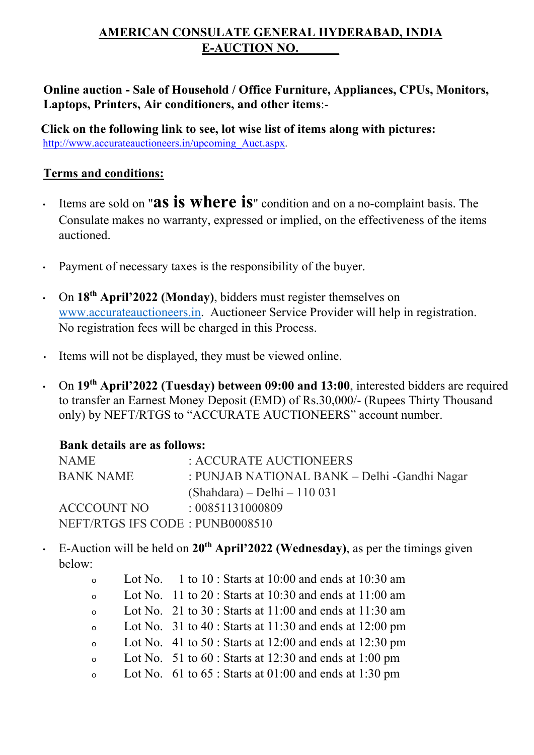# AMERICAN CONSULATE GENERAL HYDERABAD, INDIA
## E-AUCTION NO.

**Online auction - Sale of Household / Office Furniture, Appliances, CPUs, Monitors, Laptops, Printers, Air conditioners, and other items**:-

**Click on the following link to see, lot wise list of items along with pictures:**
http://www.accurateauctioneers.in/upcoming_Auct.aspx.

**Terms and conditions:**

- Items are sold on "**as is where is**" condition and on a no-complaint basis. The Consulate makes no warranty, expressed or implied, on the effectiveness of the items auctioned.

- Payment of necessary taxes is the responsibility of the buyer.

- On **18th April'2022 (Monday)**, bidders must register themselves on www.accurateauctioneers.in. Auctioneer Service Provider will help in registration. No registration fees will be charged in this Process.

- Items will not be displayed, they must be viewed online.

- On **19th April'2022 (Tuesday) between 09:00 and 13:00**, interested bidders are required to transfer an Earnest Money Deposit (EMD) of Rs.30,000/- (Rupees Thirty Thousand only) by NEFT/RTGS to "ACCURATE AUCTIONEERS" account number.

  **Bank details are as follows:**

  | | |
  |---|---|
  | NAME | : ACCURATE AUCTIONEERS |
  | BANK NAME | : PUNJAB NATIONAL BANK – Delhi -Gandhi Nagar (Shahdara) – Delhi – 110 031 |
  | ACCCOUNT NO | : 00851131000809 |
  | NEFT/RTGS IFS CODE | : PUNB0008510 |

- E-Auction will be held on **20th April'2022 (Wednesday)**, as per the timings given below:
  - Lot No. 1 to 10 : Starts at 10:00 and ends at 10:30 am
  - Lot No. 11 to 20 : Starts at 10:30 and ends at 11:00 am
  - Lot No. 21 to 30 : Starts at 11:00 and ends at 11:30 am
  - Lot No. 31 to 40 : Starts at 11:30 and ends at 12:00 pm
  - Lot No. 41 to 50 : Starts at 12:00 and ends at 12:30 pm
  - Lot No. 51 to 60 : Starts at 12:30 and ends at 1:00 pm
  - Lot No. 61 to 65 : Starts at 01:00 and ends at 1:30 pm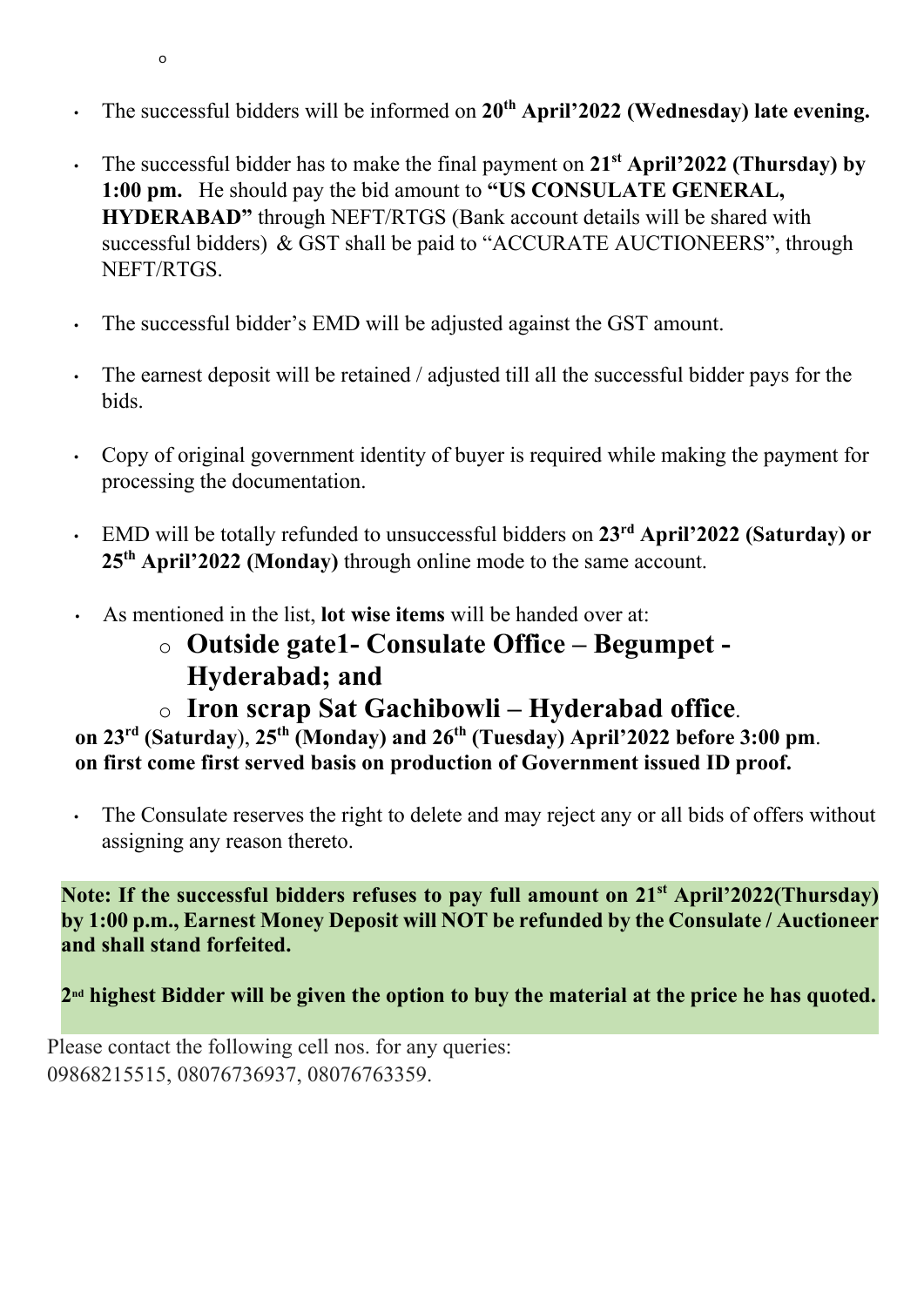- The successful bidders will be informed on **20th April'2022 (Wednesday) late evening.**

- The successful bidder has to make the final payment on **21st April'2022 (Thursday) by 1:00 pm.** He should pay the bid amount to **"US CONSULATE GENERAL, HYDERABAD"** through NEFT/RTGS (Bank account details will be shared with successful bidders) & GST shall be paid to "ACCURATE AUCTIONEERS", through NEFT/RTGS.

- The successful bidder's EMD will be adjusted against the GST amount.

- The earnest deposit will be retained / adjusted till all the successful bidder pays for the bids.

- Copy of original government identity of buyer is required while making the payment for processing the documentation.

- EMD will be totally refunded to unsuccessful bidders on **23rd April'2022 (Saturday) or 25th April'2022 (Monday)** through online mode to the same account.

- As mentioned in the list, **lot wise items** will be handed over at:
  - **Outside gate1- Consulate Office – Begumpet - Hyderabad; and**
  - **Iron scrap Sat Gachibowli – Hyderabad office**.

**on 23rd (Saturday), 25th (Monday) and 26th (Tuesday) April'2022 before 3:00 pm. on first come first served basis on production of Government issued ID proof.**

- The Consulate reserves the right to delete and may reject any or all bids of offers without assigning any reason thereto.

**Note: If the successful bidders refuses to pay full amount on 21st April'2022(Thursday) by 1:00 p.m., Earnest Money Deposit will NOT be refunded by the Consulate / Auctioneer and shall stand forfeited.**

**2nd highest Bidder will be given the option to buy the material at the price he has quoted.**

Please contact the following cell nos. for any queries:
09868215515, 08076736937, 08076763359.